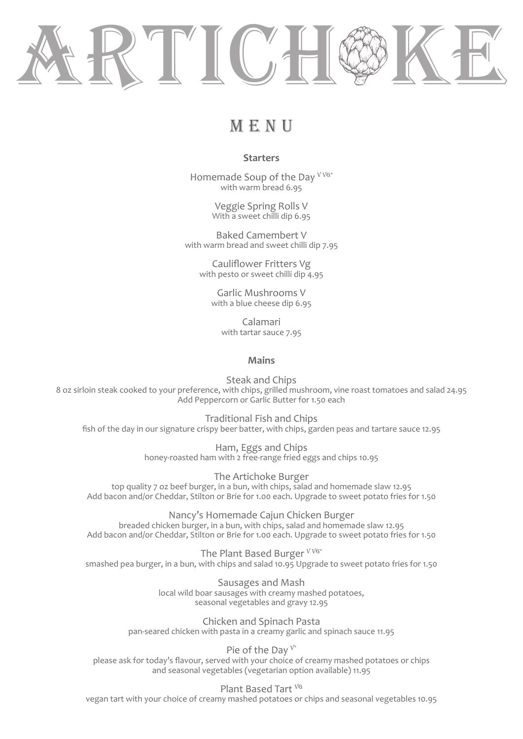# ARTICHOKE

## MENU

### Starters

Homemade Soup of the Day V VG*
with warm bread 6.95

Veggie Spring Rolls V
With a sweet chilli dip 6.95

Baked Camembert V
with warm bread and sweet chilli dip 7.95

Cauliflower Fritters Vg
with pesto or sweet chilli dip 4.95

Garlic Mushrooms V
with a blue cheese dip 6.95

Calamari
with tartar sauce 7.95

### Mains

Steak and Chips
8 oz sirloin steak cooked to your preference, with chips, grilled mushroom, vine roast tomatoes and salad 24.95
Add Peppercorn or Garlic Butter for 1.50 each

Traditional Fish and Chips
fish of the day in our signature crispy beer batter, with chips, garden peas and tartare sauce 12.95

Ham, Eggs and Chips
honey-roasted ham with 2 free-range fried eggs and chips 10.95

The Artichoke Burger
top quality 7 oz beef burger, in a bun, with chips, salad and homemade slaw 12.95
Add bacon and/or Cheddar, Stilton or Brie for 1.00 each. Upgrade to sweet potato fries for 1.50

Nancy's Homemade Cajun Chicken Burger
breaded chicken burger, in a bun, with chips, salad and homemade slaw 12.95
Add bacon and/or Cheddar, Stilton or Brie for 1.00 each. Upgrade to sweet potato fries for 1.50

The Plant Based Burger V VG*
smashed pea burger, in a bun, with chips and salad 10.95 Upgrade to sweet potato fries for 1.50

Sausages and Mash
local wild boar sausages with creamy mashed potatoes,
seasonal vegetables and gravy 12.95

Chicken and Spinach Pasta
pan-seared chicken with pasta in a creamy garlic and spinach sauce 11.95

Pie of the Day V*
please ask for today's flavour, served with your choice of creamy mashed potatoes or chips
and seasonal vegetables (vegetarian option available) 11.95

Plant Based Tart VG
vegan tart with your choice of creamy mashed potatoes or chips and seasonal vegetables 10.95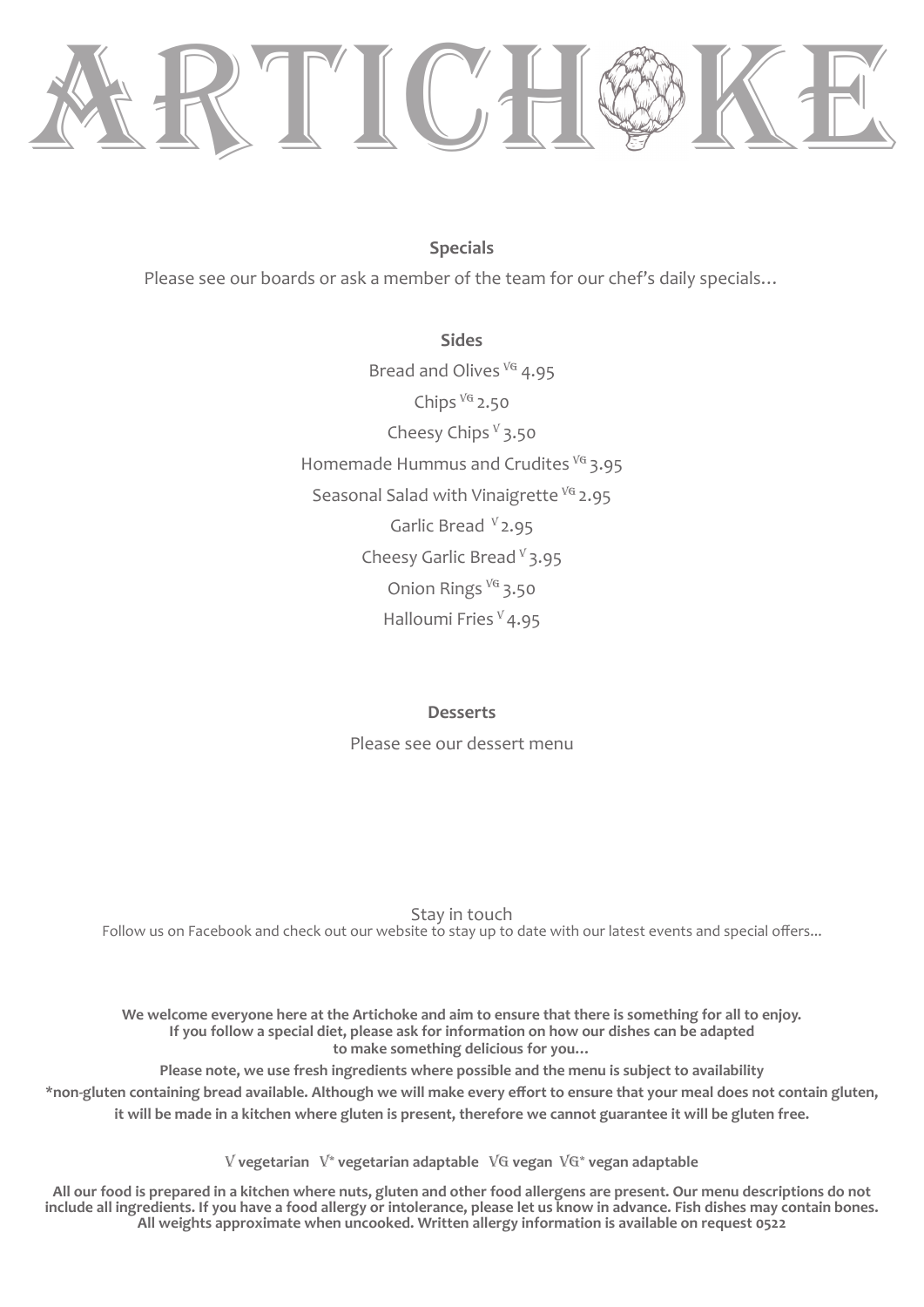# ARTICHOKE

**Specials**

Please see our boards or ask a member of the team for our chef's daily specials…

**Sides**

Bread and Olives VG 4.95

Chips VG 2.50

Cheesy Chips V 3.50

Homemade Hummus and Crudites VG 3.95

Seasonal Salad with Vinaigrette VG 2.95

Garlic Bread V 2.95

Cheesy Garlic Bread V 3.95

Onion Rings VG 3.50

Halloumi Fries V 4.95

**Desserts**

Please see our dessert menu

Stay in touch

Follow us on Facebook and check out our website to stay up to date with our latest events and special offers...

**We welcome everyone here at the Artichoke and aim to ensure that there is something for all to enjoy. If you follow a special diet, please ask for information on how our dishes can be adapted to make something delicious for you…**

**Please note, we use fresh ingredients where possible and the menu is subject to availability**

***non-gluten containing bread available. Although we will make every effort to ensure that your meal does not contain gluten, it will be made in a kitchen where gluten is present, therefore we cannot guarantee it will be gluten free.**

V **vegetarian** V* **vegetarian adaptable** VG **vegan** VG* **vegan adaptable**

**All our food is prepared in a kitchen where nuts, gluten and other food allergens are present. Our menu descriptions do not include all ingredients. If you have a food allergy or intolerance, please let us know in advance. Fish dishes may contain bones. All weights approximate when uncooked. Written allergy information is available on request 0522**